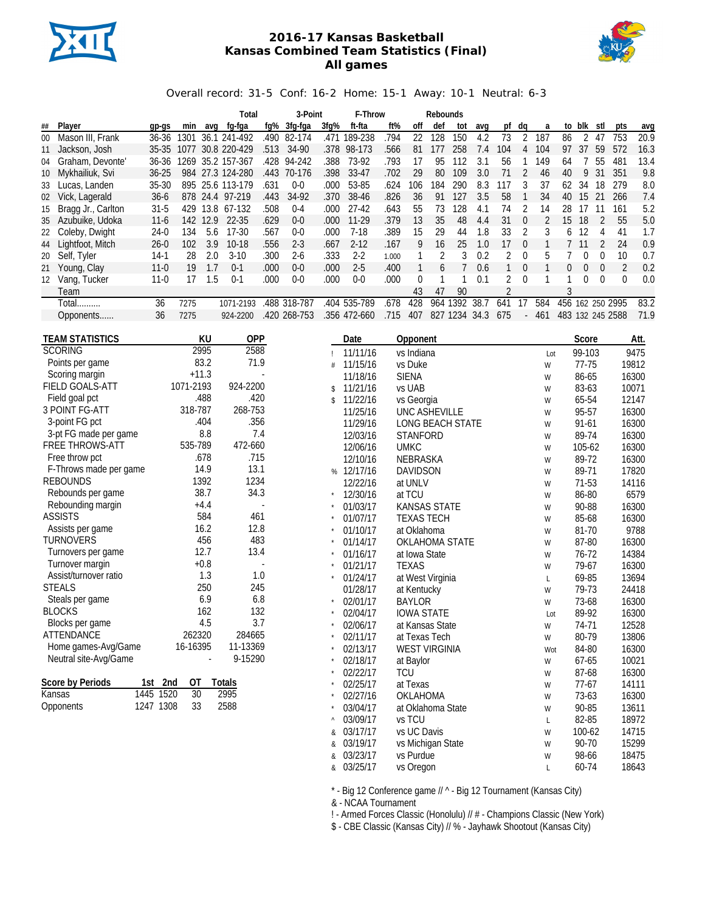# 2016-17 Kansas Basketball
## Kansas Combined Team Statistics (Final)
### All games

Overall record: 31-5 Conf: 16-2 Home: 15-1 Away: 10-1 Neutral: 6-3

| ## | Player | gp-gs | min | avg | Total fg-fga | fg% | 3-Point 3fg-fga | 3fg% | F-Throw ft-fta | ft% | Rebounds off | def | tot | avg | pf | dq | a | to | blk | stl | pts | avg |
|---|---|---|---|---|---|---|---|---|---|---|---|---|---|---|---|---|---|---|---|---|---|---|
| 00 | Mason III, Frank | 36-36 | 1301 | 36.1 | 241-492 | .490 | 82-174 | .471 | 189-238 | .794 | 22 | 128 | 150 | 4.2 | 73 | 2 | 187 | 86 | 2 | 47 | 753 | 20.9 |
| 11 | Jackson, Josh | 35-35 | 1077 | 30.8 | 220-429 | .513 | 34-90 | .378 | 98-173 | .566 | 81 | 177 | 258 | 7.4 | 104 | 4 | 104 | 97 | 37 | 59 | 572 | 16.3 |
| 04 | Graham, Devonte' | 36-36 | 1269 | 35.2 | 157-367 | .428 | 94-242 | .388 | 73-92 | .793 | 17 | 95 | 112 | 3.1 | 56 | 1 | 149 | 64 | 7 | 55 | 481 | 13.4 |
| 10 | Mykhailiuk, Svi | 36-25 | 984 | 27.3 | 124-280 | .443 | 70-176 | .398 | 33-47 | .702 | 29 | 80 | 109 | 3.0 | 71 | 2 | 46 | 40 | 9 | 31 | 351 | 9.8 |
| 33 | Lucas, Landen | 35-30 | 895 | 25.6 | 113-179 | .631 | 0-0 | .000 | 53-85 | .624 | 106 | 184 | 290 | 8.3 | 117 | 3 | 37 | 62 | 34 | 18 | 279 | 8.0 |
| 02 | Vick, Lagerald | 36-6 | 878 | 24.4 | 97-219 | .443 | 34-92 | .370 | 38-46 | .826 | 36 | 91 | 127 | 3.5 | 58 | 1 | 34 | 40 | 15 | 21 | 266 | 7.4 |
| 15 | Bragg Jr., Carlton | 31-5 | 429 | 13.8 | 67-132 | .508 | 0-4 | .000 | 27-42 | .643 | 55 | 73 | 128 | 4.1 | 74 | 2 | 14 | 28 | 17 | 11 | 161 | 5.2 |
| 35 | Azubuike, Udoka | 11-6 | 142 | 12.9 | 22-35 | .629 | 0-0 | .000 | 11-29 | .379 | 13 | 35 | 48 | 4.4 | 31 | 0 | 2 | 15 | 18 | 2 | 55 | 5.0 |
| 22 | Coleby, Dwight | 24-0 | 134 | 5.6 | 17-30 | .567 | 0-0 | .000 | 7-18 | .389 | 15 | 29 | 44 | 1.8 | 33 | 2 | 3 | 6 | 12 | 4 | 41 | 1.7 |
| 44 | Lightfoot, Mitch | 26-0 | 102 | 3.9 | 10-18 | .556 | 2-3 | .667 | 2-12 | .167 | 9 | 16 | 25 | 1.0 | 17 | 0 | 1 | 7 | 11 | 2 | 24 | 0.9 |
| 20 | Self, Tyler | 14-1 | 28 | 2.0 | 3-10 | .300 | 2-6 | .333 | 2-2 | 1.000 | 1 | 2 | 3 | 0.2 | 2 | 0 | 5 | 7 | 0 | 0 | 10 | 0.7 |
| 21 | Young, Clay | 11-0 | 19 | 1.7 | 0-1 | .000 | 0-0 | .000 | 2-5 | .400 | 1 | 6 | 7 | 0.6 | 1 | 0 | 1 | 0 | 0 | 0 | 2 | 0.2 |
| 12 | Vang, Tucker | 11-0 | 17 | 1.5 | 0-1 | .000 | 0-0 | .000 | 0-0 | .000 | 0 | 1 | 1 | 0.1 | 2 | 0 | 1 | 1 | 0 | 0 | 0 | 0.0 |
| | Team | | | | | | | | | | 43 | 47 | 90 | | 2 | | | 3 | | | | |
| | Total.......... | 36 | 7275 | | 1071-2193 | .488 | 318-787 | .404 | 535-789 | .678 | 428 | 964 | 1392 | 38.7 | 641 | 17 | 584 | 456 | 162 | 250 | 2995 | 83.2 |
| | Opponents...... | 36 | 7275 | | 924-2200 | .420 | 268-753 | .356 | 472-660 | .715 | 407 | 827 | 1234 | 34.3 | 675 | - | 461 | 483 | 132 | 245 | 2588 | 71.9 |

| TEAM STATISTICS | KU | OPP |
|---|---|---|
| SCORING | 2995 | 2588 |
| Points per game | 83.2 | 71.9 |
| Scoring margin | +11.3 | - |
| FIELD GOALS-ATT | 1071-2193 | 924-2200 |
| Field goal pct | .488 | .420 |
| 3 POINT FG-ATT | 318-787 | 268-753 |
| 3-point FG pct | .404 | .356 |
| 3-pt FG made per game | 8.8 | 7.4 |
| FREE THROWS-ATT | 535-789 | 472-660 |
| Free throw pct | .678 | .715 |
| F-Throws made per game | 14.9 | 13.1 |
| REBOUNDS | 1392 | 1234 |
| Rebounds per game | 38.7 | 34.3 |
| Rebounding margin | +4.4 | - |
| ASSISTS | 584 | 461 |
| Assists per game | 16.2 | 12.8 |
| TURNOVERS | 456 | 483 |
| Turnovers per game | 12.7 | 13.4 |
| Turnover margin | +0.8 | - |
| Assist/turnover ratio | 1.3 | 1.0 |
| STEALS | 250 | 245 |
| Steals per game | 6.9 | 6.8 |
| BLOCKS | 162 | 132 |
| Blocks per game | 4.5 | 3.7 |
| ATTENDANCE | 262320 | 284665 |
| Home games-Avg/Game | 16-16395 | 11-13369 |
| Neutral site-Avg/Game | - | 9-15290 |

| Score by Periods | 1st | 2nd | OT | Totals |
|---|---|---|---|---|
| Kansas | 1445 | 1520 | 30 | 2995 |
| Opponents | 1247 | 1308 | 33 | 2588 |

| | Date | Opponent | | Score | Att. |
|---|---|---|---|---|---|
| ! | 11/11/16 | vs Indiana | Lot | 99-103 | 9475 |
| # | 11/15/16 | vs Duke | W | 77-75 | 19812 |
| | 11/18/16 | SIENA | W | 86-65 | 16300 |
| $ | 11/21/16 | vs UAB | W | 83-63 | 10071 |
| $ | 11/22/16 | vs Georgia | W | 65-54 | 12147 |
| | 11/25/16 | UNC ASHEVILLE | W | 95-57 | 16300 |
| | 11/29/16 | LONG BEACH STATE | W | 91-61 | 16300 |
| | 12/03/16 | STANFORD | W | 89-74 | 16300 |
| | 12/06/16 | UMKC | W | 105-62 | 16300 |
| | 12/10/16 | NEBRASKA | W | 89-72 | 16300 |
| % | 12/17/16 | DAVIDSON | W | 89-71 | 17820 |
| | 12/22/16 | at UNLV | W | 71-53 | 14116 |
| * | 12/30/16 | at TCU | W | 86-80 | 6579 |
| * | 01/03/17 | KANSAS STATE | W | 90-88 | 16300 |
| * | 01/07/17 | TEXAS TECH | W | 85-68 | 16300 |
| * | 01/10/17 | at Oklahoma | W | 81-70 | 9788 |
| * | 01/14/17 | OKLAHOMA STATE | W | 87-80 | 16300 |
| * | 01/16/17 | at Iowa State | W | 76-72 | 14384 |
| * | 01/21/17 | TEXAS | W | 79-67 | 16300 |
| * | 01/24/17 | at West Virginia | L | 69-85 | 13694 |
| | 01/28/17 | at Kentucky | W | 79-73 | 24418 |
| * | 02/01/17 | BAYLOR | W | 73-68 | 16300 |
| * | 02/04/17 | IOWA STATE | Lot | 89-92 | 16300 |
| * | 02/06/17 | at Kansas State | W | 74-71 | 12528 |
| * | 02/11/17 | at Texas Tech | W | 80-79 | 13806 |
| * | 02/13/17 | WEST VIRGINIA | Wot | 84-80 | 16300 |
| * | 02/18/17 | at Baylor | W | 67-65 | 10021 |
| * | 02/22/17 | TCU | W | 87-68 | 16300 |
| * | 02/25/17 | at Texas | W | 77-67 | 14111 |
| * | 02/27/16 | OKLAHOMA | W | 73-63 | 16300 |
| * | 03/04/17 | at Oklahoma State | W | 90-85 | 13611 |
| ^ | 03/09/17 | vs TCU | L | 82-85 | 18972 |
| & | 03/17/17 | vs UC Davis | W | 100-62 | 14715 |
| & | 03/19/17 | vs Michigan State | W | 90-70 | 15299 |
| & | 03/23/17 | vs Purdue | W | 98-66 | 18475 |
| & | 03/25/17 | vs Oregon | L | 60-74 | 18643 |

\* - Big 12 Conference game // ^ - Big 12 Tournament (Kansas City)
& - NCAA Tournament
! - Armed Forces Classic (Honolulu) // # - Champions Classic (New York)
$ - CBE Classic (Kansas City) // % - Jayhawk Shootout (Kansas City)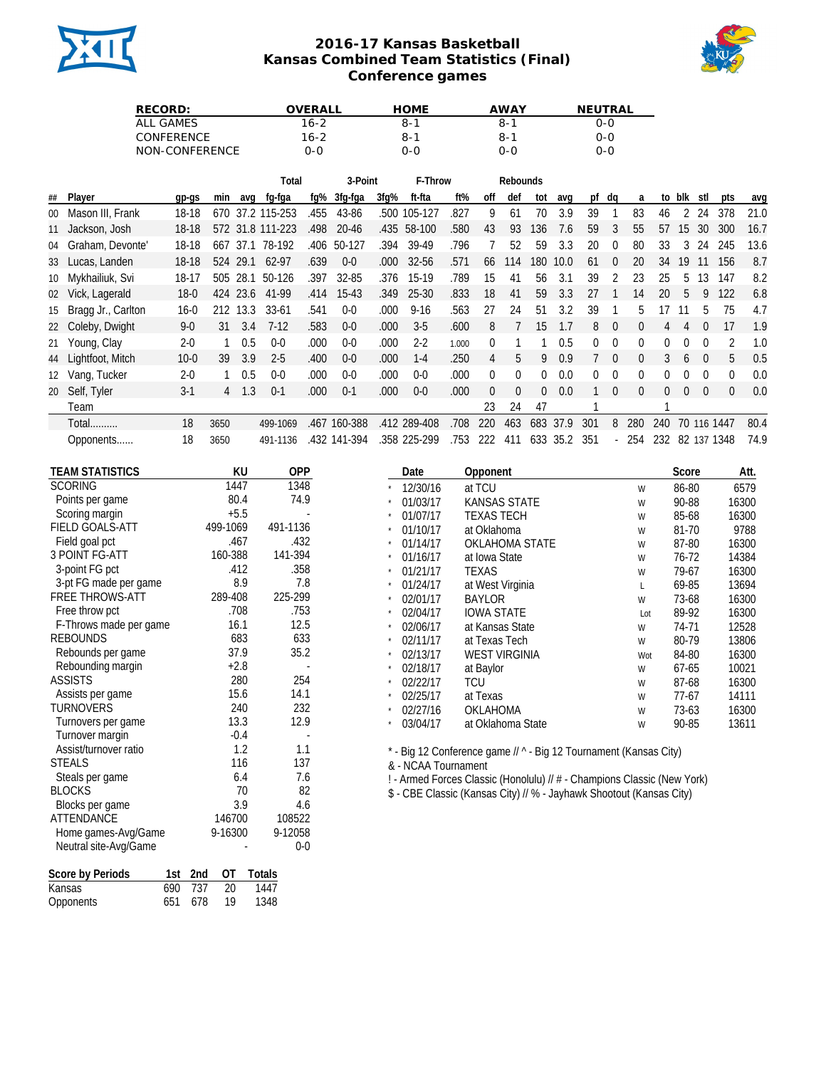# 2016-17 Kansas Basketball
## Kansas Combined Team Statistics (Final)
### Conference games

| RECORD: | OVERALL | HOME | AWAY | NEUTRAL |
|---|---|---|---|---|
| ALL GAMES | 16-2 | 8-1 | 8-1 | 0-0 |
| CONFERENCE | 16-2 | 8-1 | 8-1 | 0-0 |
| NON-CONFERENCE | 0-0 | 0-0 | 0-0 | 0-0 |

| | | | | | Total | | 3-Point | | F-Throw | | Rebounds | | | | | | | | | | | |
|---|---|---|---|---|---|---|---|---|---|---|---|---|---|---|---|---|---|---|---|---|---|---|
| ## | Player | gp-gs | min | avg | fg-fga | fg% | 3fg-fga | 3fg% | ft-fta | ft% | off | def | tot | avg | pf | dq | a | to | blk | stl | pts | avg |
| 00 | Mason III, Frank | 18-18 | 670 | 37.2 | 115-253 | .455 | 43-86 | .500 | 105-127 | .827 | 9 | 61 | 70 | 3.9 | 39 | 1 | 83 | 46 | 2 | 24 | 378 | 21.0 |
| 11 | Jackson, Josh | 18-18 | 572 | 31.8 | 111-223 | .498 | 20-46 | .435 | 58-100 | .580 | 43 | 93 | 136 | 7.6 | 59 | 3 | 55 | 57 | 15 | 30 | 300 | 16.7 |
| 04 | Graham, Devonte' | 18-18 | 667 | 37.1 | 78-192 | .406 | 50-127 | .394 | 39-49 | .796 | 7 | 52 | 59 | 3.3 | 20 | 0 | 80 | 33 | 3 | 24 | 245 | 13.6 |
| 33 | Lucas, Landen | 18-18 | 524 | 29.1 | 62-97 | .639 | 0-0 | .000 | 32-56 | .571 | 66 | 114 | 180 | 10.0 | 61 | 0 | 20 | 34 | 19 | 11 | 156 | 8.7 |
| 10 | Mykhailiuk, Svi | 18-17 | 505 | 28.1 | 50-126 | .397 | 32-85 | .376 | 15-19 | .789 | 15 | 41 | 56 | 3.1 | 39 | 2 | 23 | 25 | 5 | 13 | 147 | 8.2 |
| 02 | Vick, Lagerald | 18-0 | 424 | 23.6 | 41-99 | .414 | 15-43 | .349 | 25-30 | .833 | 18 | 41 | 59 | 3.3 | 27 | 1 | 14 | 20 | 5 | 9 | 122 | 6.8 |
| 15 | Bragg Jr., Carlton | 16-0 | 212 | 13.3 | 33-61 | .541 | 0-0 | .000 | 9-16 | .563 | 27 | 24 | 51 | 3.2 | 39 | 1 | 5 | 17 | 11 | 5 | 75 | 4.7 |
| 22 | Coleby, Dwight | 9-0 | 31 | 3.4 | 7-12 | .583 | 0-0 | .000 | 3-5 | .600 | 8 | 7 | 15 | 1.7 | 8 | 0 | 0 | 4 | 4 | 0 | 17 | 1.9 |
| 21 | Young, Clay | 2-0 | 1 | 0.5 | 0-0 | .000 | 0-0 | .000 | 2-2 | 1.000 | 0 | 1 | 1 | 0.5 | 0 | 0 | 0 | 0 | 0 | 0 | 2 | 1.0 |
| 44 | Lightfoot, Mitch | 10-0 | 39 | 3.9 | 2-5 | .400 | 0-0 | .000 | 1-4 | .250 | 4 | 5 | 9 | 0.9 | 7 | 0 | 0 | 3 | 6 | 0 | 5 | 0.5 |
| 12 | Vang, Tucker | 2-0 | 1 | 0.5 | 0-0 | .000 | 0-0 | .000 | 0-0 | .000 | 0 | 0 | 0 | 0.0 | 0 | 0 | 0 | 0 | 0 | 0 | 0 | 0.0 |
| 20 | Self, Tyler | 3-1 | 4 | 1.3 | 0-1 | .000 | 0-1 | .000 | 0-0 | .000 | 0 | 0 | 0 | 0.0 | 1 | 0 | 0 | 0 | 0 | 0 | 0 | 0.0 |
| | Team | | | | | | | | | | 23 | 24 | 47 | | 1 | | | 1 | | | | |
| | Total.......... | 18 | 3650 | | 499-1069 | .467 | 160-388 | .412 | 289-408 | .708 | 220 | 463 | 683 | 37.9 | 301 | 8 | 280 | 240 | 70 | 116 | 1447 | 80.4 |
| | Opponents...... | 18 | 3650 | | 491-1136 | .432 | 141-394 | .358 | 225-299 | .753 | 222 | 411 | 633 | 35.2 | 351 | - | 254 | 232 | 82 | 137 | 1348 | 74.9 |

| TEAM STATISTICS | KU | OPP |
|---|---|---|
| SCORING | 1447 | 1348 |
| Points per game | 80.4 | 74.9 |
| Scoring margin | +5.5 | - |
| FIELD GOALS-ATT | 499-1069 | 491-1136 |
| Field goal pct | .467 | .432 |
| 3 POINT FG-ATT | 160-388 | 141-394 |
| 3-point FG pct | .412 | .358 |
| 3-pt FG made per game | 8.9 | 7.8 |
| FREE THROWS-ATT | 289-408 | 225-299 |
| Free throw pct | .708 | .753 |
| F-Throws made per game | 16.1 | 12.5 |
| REBOUNDS | 683 | 633 |
| Rebounds per game | 37.9 | 35.2 |
| Rebounding margin | +2.8 | - |
| ASSISTS | 280 | 254 |
| Assists per game | 15.6 | 14.1 |
| TURNOVERS | 240 | 232 |
| Turnovers per game | 13.3 | 12.9 |
| Turnover margin | -0.4 | - |
| Assist/turnover ratio | 1.2 | 1.1 |
| STEALS | 116 | 137 |
| Steals per game | 6.4 | 7.6 |
| BLOCKS | 70 | 82 |
| Blocks per game | 3.9 | 4.6 |
| ATTENDANCE | 146700 | 108522 |
| Home games-Avg/Game | 9-16300 | 9-12058 |
| Neutral site-Avg/Game | - | 0-0 |

| Score by Periods | 1st | 2nd | OT | Totals |
|---|---|---|---|---|
| Kansas | 690 | 737 | 20 | 1447 |
| Opponents | 651 | 678 | 19 | 1348 |

| | Date | Opponent | | Score | Att. |
|---|---|---|---|---|---|
| * | 12/30/16 | at TCU | W | 86-80 | 6579 |
| * | 01/03/17 | KANSAS STATE | W | 90-88 | 16300 |
| * | 01/07/17 | TEXAS TECH | W | 85-68 | 16300 |
| * | 01/10/17 | at Oklahoma | W | 81-70 | 9788 |
| * | 01/14/17 | OKLAHOMA STATE | W | 87-80 | 16300 |
| * | 01/16/17 | at Iowa State | W | 76-72 | 14384 |
| * | 01/21/17 | TEXAS | W | 79-67 | 16300 |
| * | 01/24/17 | at West Virginia | L | 69-85 | 13694 |
| * | 02/01/17 | BAYLOR | W | 73-68 | 16300 |
| * | 02/04/17 | IOWA STATE | Lot | 89-92 | 16300 |
| * | 02/06/17 | at Kansas State | W | 74-71 | 12528 |
| * | 02/11/17 | at Texas Tech | W | 80-79 | 13806 |
| * | 02/13/17 | WEST VIRGINIA | Wot | 84-80 | 16300 |
| * | 02/18/17 | at Baylor | W | 67-65 | 10021 |
| * | 02/22/17 | TCU | W | 87-68 | 16300 |
| * | 02/25/17 | at Texas | W | 77-67 | 14111 |
| * | 02/27/16 | OKLAHOMA | W | 73-63 | 16300 |
| * | 03/04/17 | at Oklahoma State | W | 90-85 | 13611 |

* - Big 12 Conference game // ^ - Big 12 Tournament (Kansas City)
& - NCAA Tournament
! - Armed Forces Classic (Honolulu) // # - Champions Classic (New York)
$ - CBE Classic (Kansas City) // % - Jayhawk Shootout (Kansas City)